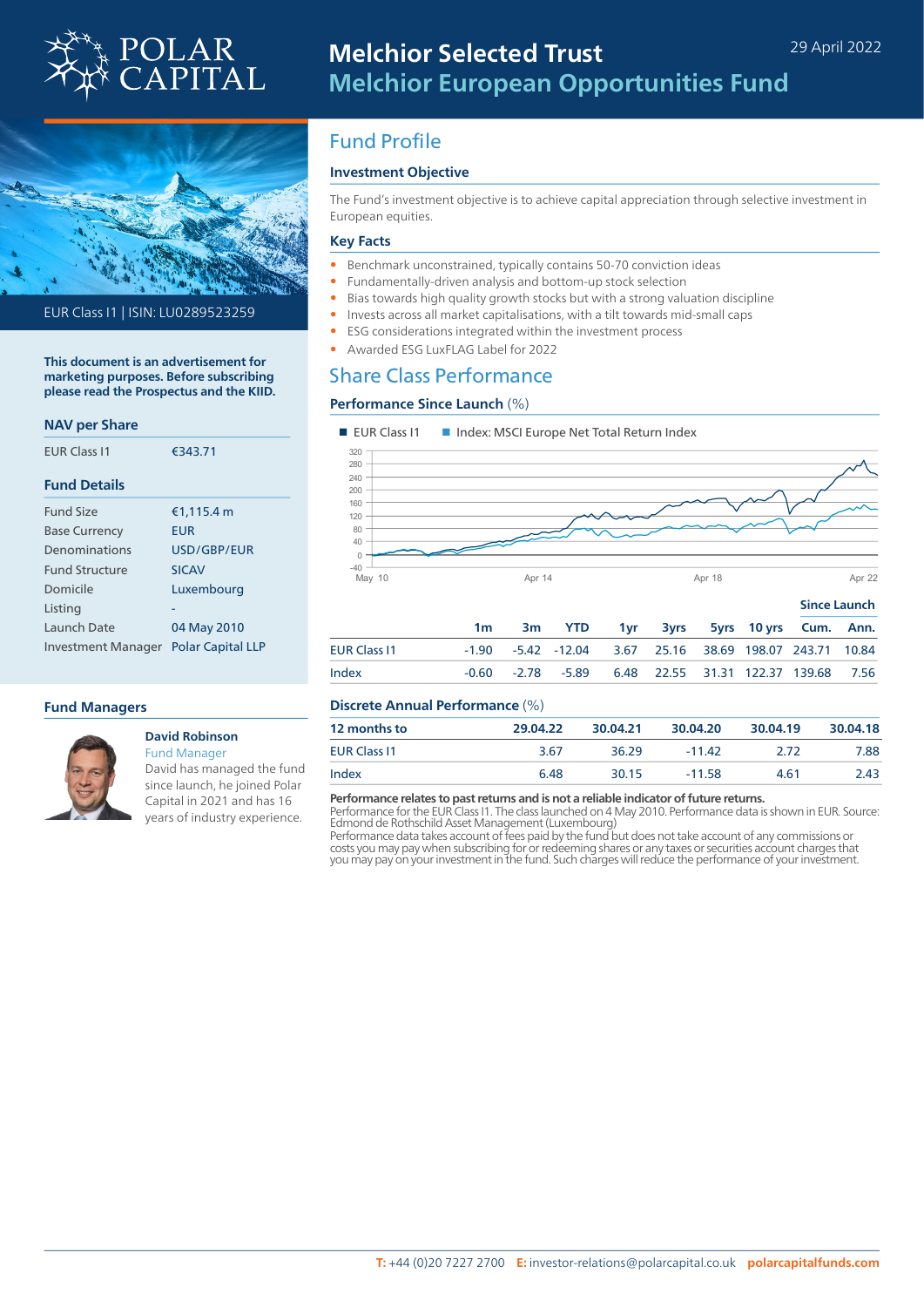# Melchior Selected Trust
## Melchior European Opportunities Fund

29 April 2022

EUR Class I1 | ISIN: LU0289523259

**This document is an advertisement for marketing purposes. Before subscribing please read the Prospectus and the KIID.**

### NAV per Share

| | |
|---|---|
| EUR Class I1 | €343.71 |

### Fund Details

| | |
|---|---|
| Fund Size | €1,115.4 m |
| Base Currency | EUR |
| Denominations | USD/GBP/EUR |
| Fund Structure | SICAV |
| Domicile | Luxembourg |
| Listing | - |
| Launch Date | 04 May 2010 |
| Investment Manager | Polar Capital LLP |

### Fund Managers

**David Robinson**
Fund Manager
David has managed the fund since launch, he joined Polar Capital in 2021 and has 16 years of industry experience.

## Fund Profile

### Investment Objective

The Fund's investment objective is to achieve capital appreciation through selective investment in European equities.

### Key Facts

- Benchmark unconstrained, typically contains 50-70 conviction ideas
- Fundamentally-driven analysis and bottom-up stock selection
- Bias towards high quality growth stocks but with a strong valuation discipline
- Invests across all market capitalisations, with a tilt towards mid-small caps
- ESG considerations integrated within the investment process
- Awarded ESG LuxFLAG Label for 2022

## Share Class Performance

### Performance Since Launch (%)

■ EUR Class I1 ■ Index: MSCI Europe Net Total Return Index

| | 1m | 3m | YTD | 1yr | 3yrs | 5yrs | 10 yrs | Since Launch Cum. | Since Launch Ann. |
|---|---|---|---|---|---|---|---|---|---|
| EUR Class I1 | -1.90 | -5.42 | -12.04 | 3.67 | 25.16 | 38.69 | 198.07 | 243.71 | 10.84 |
| Index | -0.60 | -2.78 | -5.89 | 6.48 | 22.55 | 31.31 | 122.37 | 139.68 | 7.56 |

### Discrete Annual Performance (%)

| 12 months to | 29.04.22 | 30.04.21 | 30.04.20 | 30.04.19 | 30.04.18 |
|---|---|---|---|---|---|
| EUR Class I1 | 3.67 | 36.29 | -11.42 | 2.72 | 7.88 |
| Index | 6.48 | 30.15 | -11.58 | 4.61 | 2.43 |

**Performance relates to past returns and is not a reliable indicator of future returns.**
Performance for the EUR Class I1. The class launched on 4 May 2010. Performance data is shown in EUR. Source: Edmond de Rothschild Asset Management (Luxembourg)
Performance data takes account of fees paid by the fund but does not take account of any commissions or costs you may pay when subscribing for or redeeming shares or any taxes or securities account charges that you may pay on your investment in the fund. Such charges will reduce the performance of your investment.

**T:** +44 (0)20 7227 2700 **E:** investor-relations@polarcapital.co.uk **polarcapitalfunds.com**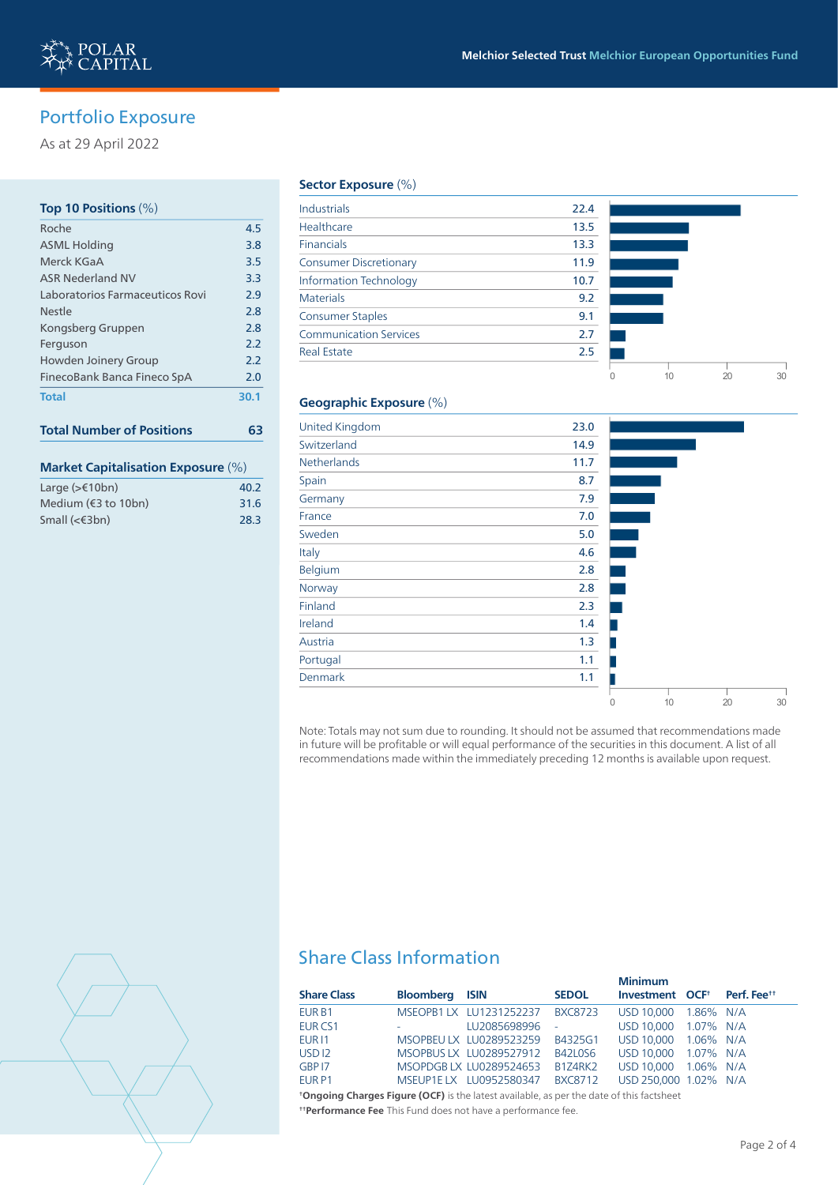## Portfolio Exposure

As at 29 April 2022

### Top 10 Positions (%)

| Position | % |
|---|---|
| Roche | 4.5 |
| ASML Holding | 3.8 |
| Merck KGaA | 3.5 |
| ASR Nederland NV | 3.3 |
| Laboratorios Farmaceuticos Rovi | 2.9 |
| Nestle | 2.8 |
| Kongsberg Gruppen | 2.8 |
| Ferguson | 2.2 |
| Howden Joinery Group | 2.2 |
| FinecoBank Banca Fineco SpA | 2.0 |
| **Total** | **30.1** |

**Total Number of Positions** **63**

### Market Capitalisation Exposure (%)

| Market Cap | % |
|---|---|
| Large (>€10bn) | 40.2 |
| Medium (€3 to 10bn) | 31.6 |
| Small (<€3bn) | 28.3 |

### Sector Exposure (%)

| Sector | % |
|---|---|
| Industrials | 22.4 |
| Healthcare | 13.5 |
| Financials | 13.3 |
| Consumer Discretionary | 11.9 |
| Information Technology | 10.7 |
| Materials | 9.2 |
| Consumer Staples | 9.1 |
| Communication Services | 2.7 |
| Real Estate | 2.5 |

### Geographic Exposure (%)

| Country | % |
|---|---|
| United Kingdom | 23.0 |
| Switzerland | 14.9 |
| Netherlands | 11.7 |
| Spain | 8.7 |
| Germany | 7.9 |
| France | 7.0 |
| Sweden | 5.0 |
| Italy | 4.6 |
| Belgium | 2.8 |
| Norway | 2.8 |
| Finland | 2.3 |
| Ireland | 1.4 |
| Austria | 1.3 |
| Portugal | 1.1 |
| Denmark | 1.1 |

Note: Totals may not sum due to rounding. It should not be assumed that recommendations made in future will be profitable or will equal performance of the securities in this document. A list of all recommendations made within the immediately preceding 12 months is available upon request.

## Share Class Information

| Share Class | Bloomberg | ISIN | SEDOL | Minimum Investment | OCF† | Perf. Fee†† |
|---|---|---|---|---|---|---|
| EUR B1 | MSEOPB1 LX | LU1231252237 | BXC8723 | USD 10,000 | 1.86% | N/A |
| EUR CS1 | - | LU2085698996 | - | USD 10,000 | 1.07% | N/A |
| EUR I1 | MSOPBEU LX | LU0289523259 | B4325G1 | USD 10,000 | 1.06% | N/A |
| USD I2 | MSOPBUS LX | LU0289527912 | B42L0S6 | USD 10,000 | 1.07% | N/A |
| GBP I7 | MSOPDGB LX | LU0289524653 | B1Z4RK2 | USD 10,000 | 1.06% | N/A |
| EUR P1 | MSEUP1E LX | LU0952580347 | BXC8712 | USD 250,000 | 1.02% | N/A |

†**Ongoing Charges Figure (OCF)** is the latest available, as per the date of this factsheet

††**Performance Fee** This Fund does not have a performance fee.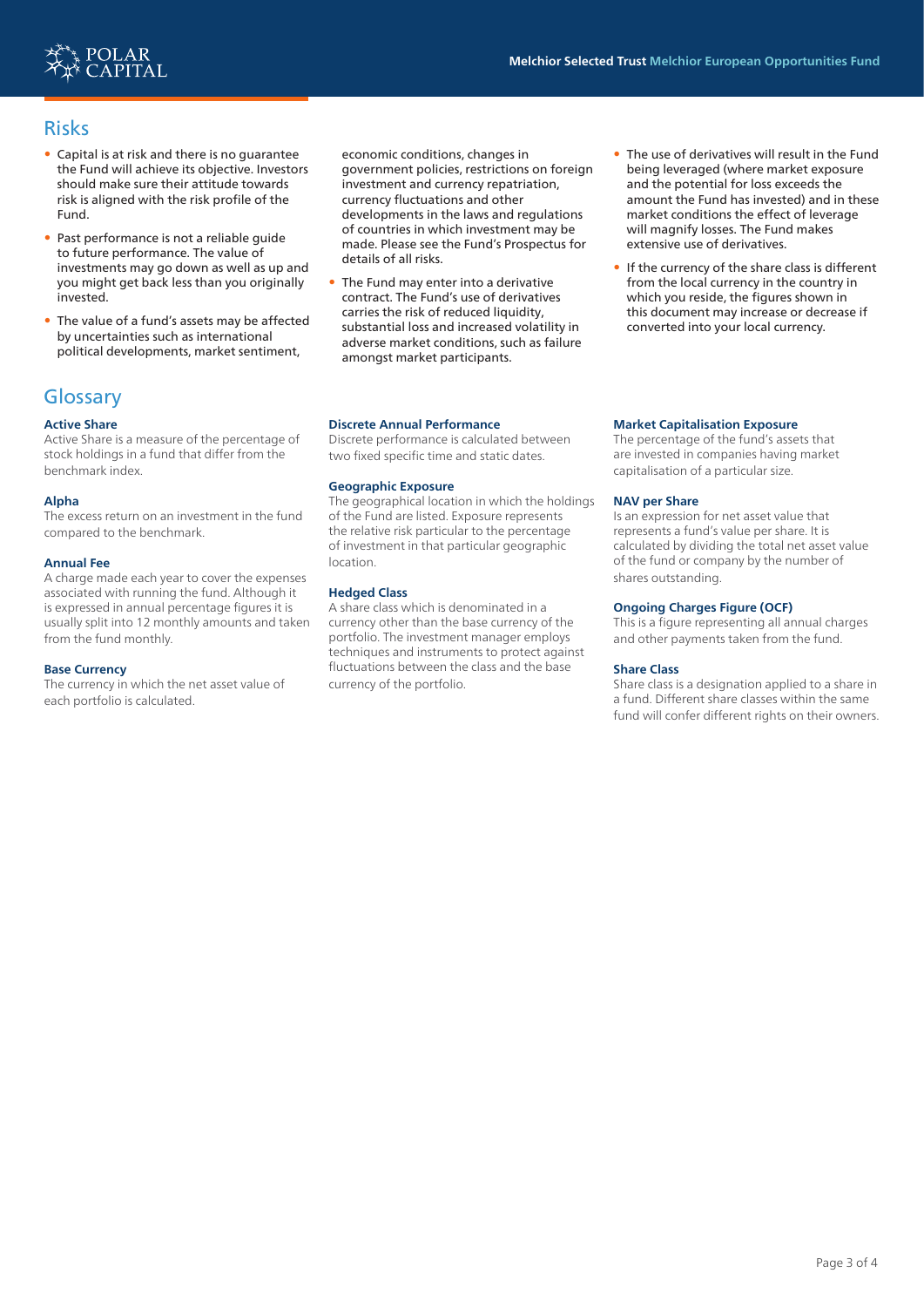## Risks

- Capital is at risk and there is no guarantee the Fund will achieve its objective. Investors should make sure their attitude towards risk is aligned with the risk profile of the Fund.
- Past performance is not a reliable guide to future performance. The value of investments may go down as well as up and you might get back less than you originally invested.
- The value of a fund's assets may be affected by uncertainties such as international political developments, market sentiment, economic conditions, changes in government policies, restrictions on foreign investment and currency repatriation, currency fluctuations and other developments in the laws and regulations of countries in which investment may be made. Please see the Fund's Prospectus for details of all risks.
- The Fund may enter into a derivative contract. The Fund's use of derivatives carries the risk of reduced liquidity, substantial loss and increased volatility in adverse market conditions, such as failure amongst market participants.
- The use of derivatives will result in the Fund being leveraged (where market exposure and the potential for loss exceeds the amount the Fund has invested) and in these market conditions the effect of leverage will magnify losses. The Fund makes extensive use of derivatives.
- If the currency of the share class is different from the local currency in the country in which you reside, the figures shown in this document may increase or decrease if converted into your local currency.

## Glossary

**Active Share**
Active Share is a measure of the percentage of stock holdings in a fund that differ from the benchmark index.

**Alpha**
The excess return on an investment in the fund compared to the benchmark.

**Annual Fee**
A charge made each year to cover the expenses associated with running the fund. Although it is expressed in annual percentage figures it is usually split into 12 monthly amounts and taken from the fund monthly.

**Base Currency**
The currency in which the net asset value of each portfolio is calculated.

**Discrete Annual Performance**
Discrete performance is calculated between two fixed specific time and static dates.

**Geographic Exposure**
The geographical location in which the holdings of the Fund are listed. Exposure represents the relative risk particular to the percentage of investment in that particular geographic location.

**Hedged Class**
A share class which is denominated in a currency other than the base currency of the portfolio. The investment manager employs techniques and instruments to protect against fluctuations between the class and the base currency of the portfolio.

**Market Capitalisation Exposure**
The percentage of the fund's assets that are invested in companies having market capitalisation of a particular size.

**NAV per Share**
Is an expression for net asset value that represents a fund's value per share. It is calculated by dividing the total net asset value of the fund or company by the number of shares outstanding.

**Ongoing Charges Figure (OCF)**
This is a figure representing all annual charges and other payments taken from the fund.

**Share Class**
Share class is a designation applied to a share in a fund. Different share classes within the same fund will confer different rights on their owners.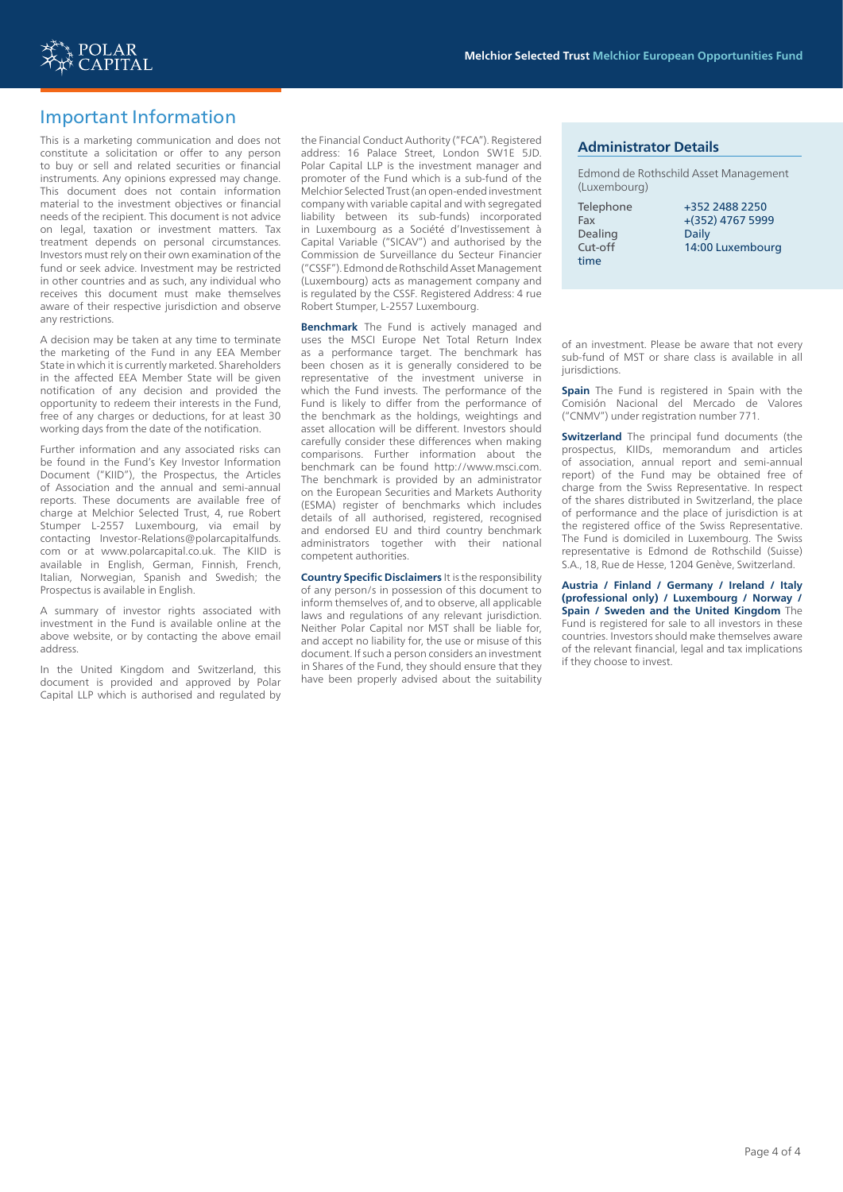## Important Information

This is a marketing communication and does not constitute a solicitation or offer to any person to buy or sell and related securities or financial instruments. Any opinions expressed may change. This document does not contain information material to the investment objectives or financial needs of the recipient. This document is not advice on legal, taxation or investment matters. Tax treatment depends on personal circumstances. Investors must rely on their own examination of the fund or seek advice. Investment may be restricted in other countries and as such, any individual who receives this document must make themselves aware of their respective jurisdiction and observe any restrictions.

A decision may be taken at any time to terminate the marketing of the Fund in any EEA Member State in which it is currently marketed. Shareholders in the affected EEA Member State will be given notification of any decision and provided the opportunity to redeem their interests in the Fund, free of any charges or deductions, for at least 30 working days from the date of the notification.

Further information and any associated risks can be found in the Fund's Key Investor Information Document ("KIID"), the Prospectus, the Articles of Association and the annual and semi-annual reports. These documents are available free of charge at Melchior Selected Trust, 4, rue Robert Stumper L-2557 Luxembourg, via email by contacting Investor-Relations@polarcapitalfunds.com or at www.polarcapital.co.uk. The KIID is available in English, German, Finnish, French, Italian, Norwegian, Spanish and Swedish; the Prospectus is available in English.

A summary of investor rights associated with investment in the Fund is available online at the above website, or by contacting the above email address.

In the United Kingdom and Switzerland, this document is provided and approved by Polar Capital LLP which is authorised and regulated by the Financial Conduct Authority ("FCA"). Registered address: 16 Palace Street, London SW1E 5JD. Polar Capital LLP is the investment manager and promoter of the Fund which is a sub-fund of the Melchior Selected Trust (an open-ended investment company with variable capital and with segregated liability between its sub-funds) incorporated in Luxembourg as a Société d'Investissement à Capital Variable ("SICAV") and authorised by the Commission de Surveillance du Secteur Financier ("CSSF"). Edmond de Rothschild Asset Management (Luxembourg) acts as management company and is regulated by the CSSF. Registered Address: 4 rue Robert Stumper, L-2557 Luxembourg.

**Benchmark** The Fund is actively managed and uses the MSCI Europe Net Total Return Index as a performance target. The benchmark has been chosen as it is generally considered to be representative of the investment universe in which the Fund invests. The performance of the Fund is likely to differ from the performance of the benchmark as the holdings, weightings and asset allocation will be different. Investors should carefully consider these differences when making comparisons. Further information about the benchmark can be found http://www.msci.com. The benchmark is provided by an administrator on the European Securities and Markets Authority (ESMA) register of benchmarks which includes details of all authorised, registered, recognised and endorsed EU and third country benchmark administrators together with their national competent authorities.

**Country Specific Disclaimers** It is the responsibility of any person/s in possession of this document to inform themselves of, and to observe, all applicable laws and regulations of any relevant jurisdiction. Neither Polar Capital nor MST shall be liable for, and accept no liability for, the use or misuse of this document. If such a person considers an investment in Shares of the Fund, they should ensure that they have been properly advised about the suitability of an investment. Please be aware that not every sub-fund of MST or share class is available in all jurisdictions.

**Spain** The Fund is registered in Spain with the Comisión Nacional del Mercado de Valores ("CNMV") under registration number 771.

**Switzerland** The principal fund documents (the prospectus, KIIDs, memorandum and articles of association, annual report and semi-annual report) of the Fund may be obtained free of charge from the Swiss Representative. In respect of the shares distributed in Switzerland, the place of performance and the place of jurisdiction is at the registered office of the Swiss Representative. The Fund is domiciled in Luxembourg. The Swiss representative is Edmond de Rothschild (Suisse) S.A., 18, Rue de Hesse, 1204 Genève, Switzerland.

**Austria / Finland / Germany / Ireland / Italy (professional only) / Luxembourg / Norway / Spain / Sweden and the United Kingdom** The Fund is registered for sale to all investors in these countries. Investors should make themselves aware of the relevant financial, legal and tax implications if they choose to invest.

### Administrator Details

Edmond de Rothschild Asset Management (Luxembourg)

| | |
|---|---|
| Telephone | +352 2488 2250 |
| Fax | +(352) 4767 5999 |
| Dealing | Daily |
| Cut-off time | 14:00 Luxembourg |